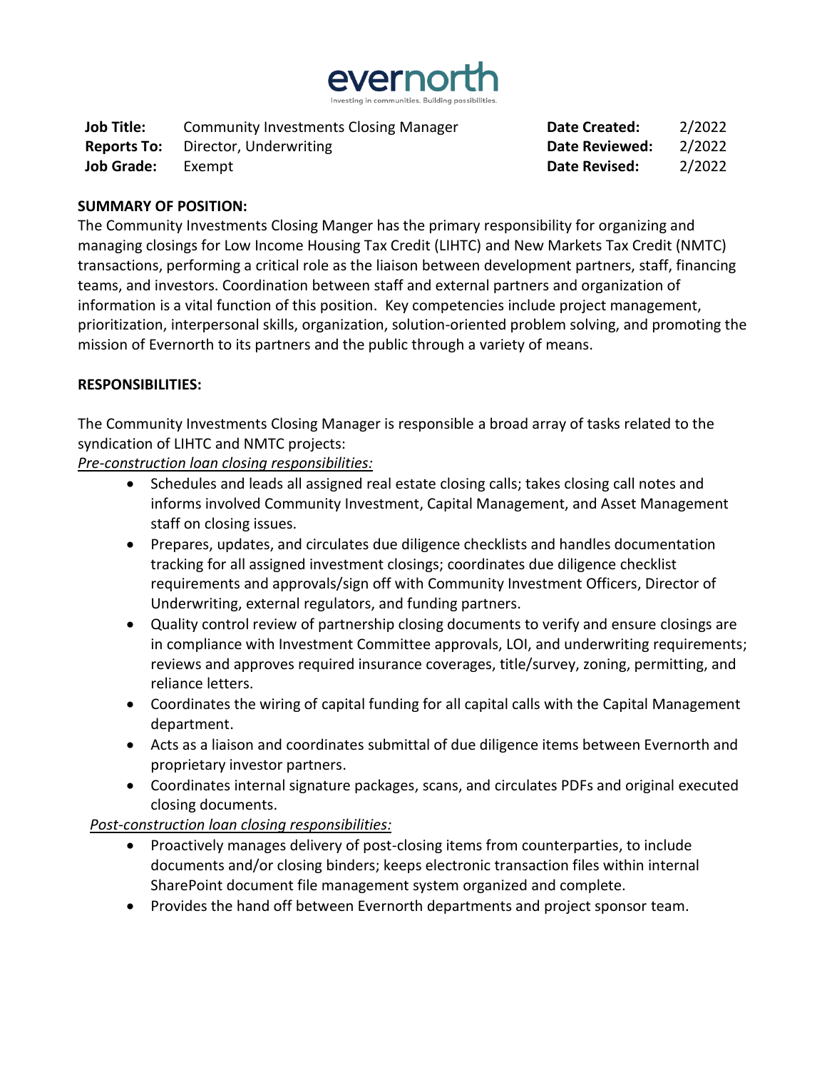evernorth

Investing in communities. Building possibilities.

| | | | |
|---|---|---|---|
| **Job Title:** | Community Investments Closing Manager | **Date Created:** | 2/2022 |
| **Reports To:** | Director, Underwriting | **Date Reviewed:** | 2/2022 |
| **Job Grade:** | Exempt | **Date Revised:** | 2/2022 |

**SUMMARY OF POSITION:**

The Community Investments Closing Manger has the primary responsibility for organizing and managing closings for Low Income Housing Tax Credit (LIHTC) and New Markets Tax Credit (NMTC) transactions, performing a critical role as the liaison between development partners, staff, financing teams, and investors. Coordination between staff and external partners and organization of information is a vital function of this position. Key competencies include project management, prioritization, interpersonal skills, organization, solution-oriented problem solving, and promoting the mission of Evernorth to its partners and the public through a variety of means.

**RESPONSIBILITIES:**

The Community Investments Closing Manager is responsible a broad array of tasks related to the syndication of LIHTC and NMTC projects:

*Pre-construction loan closing responsibilities:*

- Schedules and leads all assigned real estate closing calls; takes closing call notes and informs involved Community Investment, Capital Management, and Asset Management staff on closing issues.
- Prepares, updates, and circulates due diligence checklists and handles documentation tracking for all assigned investment closings; coordinates due diligence checklist requirements and approvals/sign off with Community Investment Officers, Director of Underwriting, external regulators, and funding partners.
- Quality control review of partnership closing documents to verify and ensure closings are in compliance with Investment Committee approvals, LOI, and underwriting requirements; reviews and approves required insurance coverages, title/survey, zoning, permitting, and reliance letters.
- Coordinates the wiring of capital funding for all capital calls with the Capital Management department.
- Acts as a liaison and coordinates submittal of due diligence items between Evernorth and proprietary investor partners.
- Coordinates internal signature packages, scans, and circulates PDFs and original executed closing documents.

*Post-construction loan closing responsibilities:*

- Proactively manages delivery of post-closing items from counterparties, to include documents and/or closing binders; keeps electronic transaction files within internal SharePoint document file management system organized and complete.
- Provides the hand off between Evernorth departments and project sponsor team.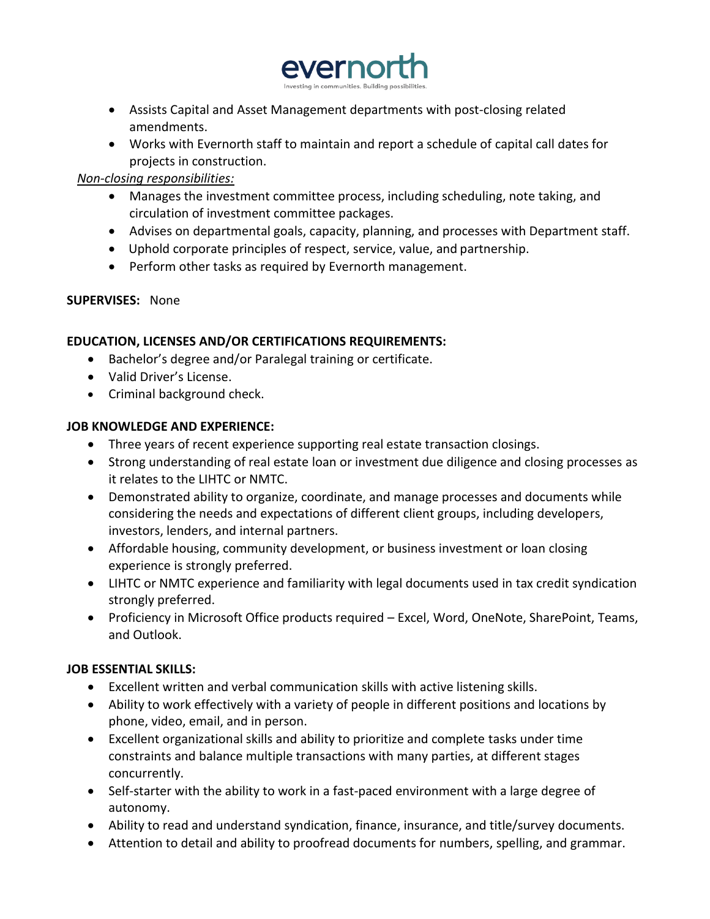- Assists Capital and Asset Management departments with post-closing related amendments.
- Works with Evernorth staff to maintain and report a schedule of capital call dates for projects in construction.

*Non-closing responsibilities:*

- Manages the investment committee process, including scheduling, note taking, and circulation of investment committee packages.
- Advises on departmental goals, capacity, planning, and processes with Department staff.
- Uphold corporate principles of respect, service, value, and partnership.
- Perform other tasks as required by Evernorth management.

**SUPERVISES:** None

**EDUCATION, LICENSES AND/OR CERTIFICATIONS REQUIREMENTS:**

- Bachelor's degree and/or Paralegal training or certificate.
- Valid Driver's License.
- Criminal background check.

**JOB KNOWLEDGE AND EXPERIENCE:**

- Three years of recent experience supporting real estate transaction closings.
- Strong understanding of real estate loan or investment due diligence and closing processes as it relates to the LIHTC or NMTC.
- Demonstrated ability to organize, coordinate, and manage processes and documents while considering the needs and expectations of different client groups, including developers, investors, lenders, and internal partners.
- Affordable housing, community development, or business investment or loan closing experience is strongly preferred.
- LIHTC or NMTC experience and familiarity with legal documents used in tax credit syndication strongly preferred.
- Proficiency in Microsoft Office products required – Excel, Word, OneNote, SharePoint, Teams, and Outlook.

**JOB ESSENTIAL SKILLS:**

- Excellent written and verbal communication skills with active listening skills.
- Ability to work effectively with a variety of people in different positions and locations by phone, video, email, and in person.
- Excellent organizational skills and ability to prioritize and complete tasks under time constraints and balance multiple transactions with many parties, at different stages concurrently.
- Self-starter with the ability to work in a fast-paced environment with a large degree of autonomy.
- Ability to read and understand syndication, finance, insurance, and title/survey documents.
- Attention to detail and ability to proofread documents for numbers, spelling, and grammar.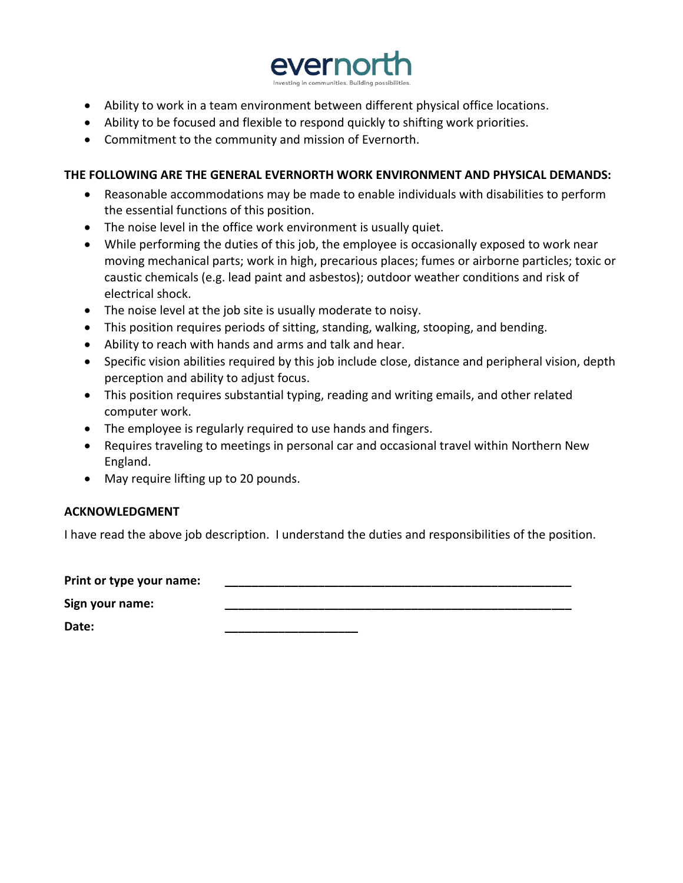- Ability to work in a team environment between different physical office locations.
- Ability to be focused and flexible to respond quickly to shifting work priorities.
- Commitment to the community and mission of Evernorth.

**THE FOLLOWING ARE THE GENERAL EVERNORTH WORK ENVIRONMENT AND PHYSICAL DEMANDS:**

- Reasonable accommodations may be made to enable individuals with disabilities to perform the essential functions of this position.
- The noise level in the office work environment is usually quiet.
- While performing the duties of this job, the employee is occasionally exposed to work near moving mechanical parts; work in high, precarious places; fumes or airborne particles; toxic or caustic chemicals (e.g. lead paint and asbestos); outdoor weather conditions and risk of electrical shock.
- The noise level at the job site is usually moderate to noisy.
- This position requires periods of sitting, standing, walking, stooping, and bending.
- Ability to reach with hands and arms and talk and hear.
- Specific vision abilities required by this job include close, distance and peripheral vision, depth perception and ability to adjust focus.
- This position requires substantial typing, reading and writing emails, and other related computer work.
- The employee is regularly required to use hands and fingers.
- Requires traveling to meetings in personal car and occasional travel within Northern New England.
- May require lifting up to 20 pounds.

**ACKNOWLEDGMENT**

I have read the above job description. I understand the duties and responsibilities of the position.

**Print or type your name:** ______________________________________________

**Sign your name:** ______________________________________________

**Date:** ____________________